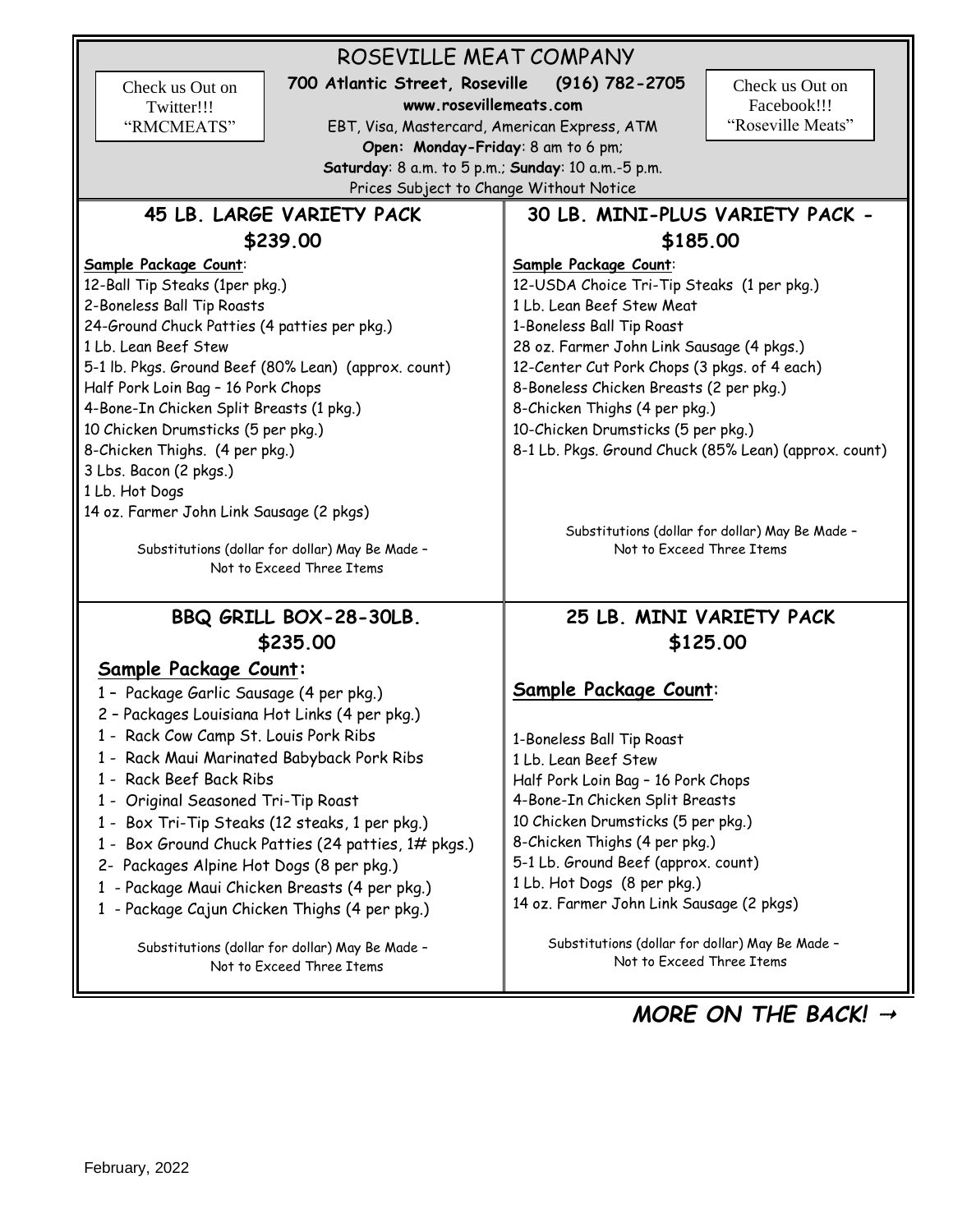# ROSEVILLE MEAT COMPANY

Check us Out on Twitter!!! "RMCMEATS"

**700 Atlantic Street, Roseville (916) 782-2705**
**www.rosevillemeats.com**
EBT, Visa, Mastercard, American Express, ATM
**Open: Monday-Friday**: 8 am to 6 pm;
**Saturday**: 8 a.m. to 5 p.m.; **Sunday**: 10 a.m.-5 p.m.
Prices Subject to Change Without Notice

Check us Out on Facebook!!! "Roseville Meats"

## 45 LB. LARGE VARIETY PACK
## $239.00

**Sample Package Count**:

12-Ball Tip Steaks (1per pkg.)
2-Boneless Ball Tip Roasts
24-Ground Chuck Patties (4 patties per pkg.)
1 Lb. Lean Beef Stew
5-1 lb. Pkgs. Ground Beef (80% Lean) (approx. count)
Half Pork Loin Bag – 16 Pork Chops
4-Bone-In Chicken Split Breasts (1 pkg.)
10 Chicken Drumsticks (5 per pkg.)
8-Chicken Thighs. (4 per pkg.)
3 Lbs. Bacon (2 pkgs.)
1 Lb. Hot Dogs
14 oz. Farmer John Link Sausage (2 pkgs)

Substitutions (dollar for dollar) May Be Made – Not to Exceed Three Items

## 30 LB. MINI-PLUS VARIETY PACK -
## $185.00

**Sample Package Count**:

12-USDA Choice Tri-Tip Steaks (1 per pkg.)
1 Lb. Lean Beef Stew Meat
1-Boneless Ball Tip Roast
28 oz. Farmer John Link Sausage (4 pkgs.)
12-Center Cut Pork Chops (3 pkgs. of 4 each)
8-Boneless Chicken Breasts (2 per pkg.)
8-Chicken Thighs (4 per pkg.)
10-Chicken Drumsticks (5 per pkg.)
8-1 Lb. Pkgs. Ground Chuck (85% Lean) (approx. count)

Substitutions (dollar for dollar) May Be Made – Not to Exceed Three Items

## BBQ GRILL BOX-28-30LB.
## $235.00

**Sample Package Count:**

1 – Package Garlic Sausage (4 per pkg.)
2 – Packages Louisiana Hot Links (4 per pkg.)
1 - Rack Cow Camp St. Louis Pork Ribs
1 - Rack Maui Marinated Babyback Pork Ribs
1 - Rack Beef Back Ribs
1 - Original Seasoned Tri-Tip Roast
1 - Box Tri-Tip Steaks (12 steaks, 1 per pkg.)
1 - Box Ground Chuck Patties (24 patties, 1# pkgs.)
2- Packages Alpine Hot Dogs (8 per pkg.)
1 - Package Maui Chicken Breasts (4 per pkg.)
1 - Package Cajun Chicken Thighs (4 per pkg.)

Substitutions (dollar for dollar) May Be Made – Not to Exceed Three Items

## 25 LB. MINI VARIETY PACK
## $125.00

**Sample Package Count**:

1-Boneless Ball Tip Roast
1 Lb. Lean Beef Stew
Half Pork Loin Bag – 16 Pork Chops
4-Bone-In Chicken Split Breasts
10 Chicken Drumsticks (5 per pkg.)
8-Chicken Thighs (4 per pkg.)
5-1 Lb. Ground Beef (approx. count)
1 Lb. Hot Dogs (8 per pkg.)
14 oz. Farmer John Link Sausage (2 pkgs)

Substitutions (dollar for dollar) May Be Made – Not to Exceed Three Items

***MORE ON THE BACK! →***

February, 2022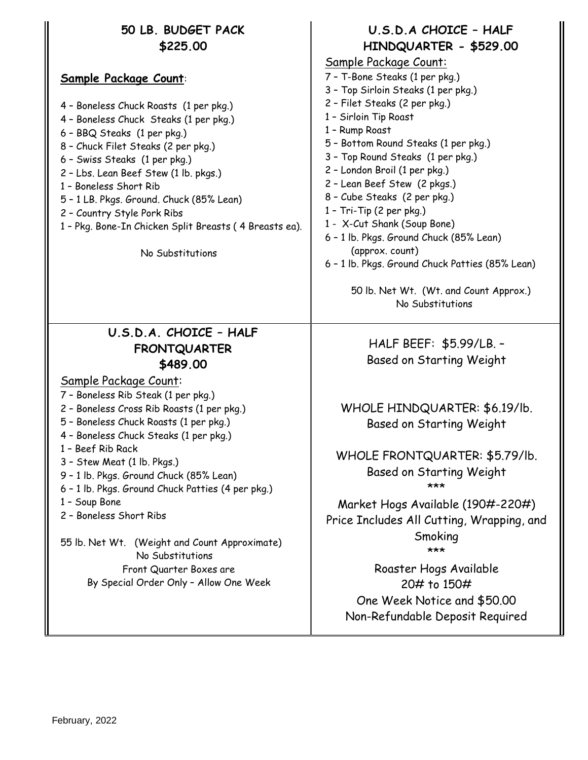## 50 LB. BUDGET PACK
## $225.00

**Sample Package Count**:

4 – Boneless Chuck Roasts (1 per pkg.)
4 – Boneless Chuck Steaks (1 per pkg.)
6 – BBQ Steaks (1 per pkg.)
8 – Chuck Filet Steaks (2 per pkg.)
6 – Swiss Steaks (1 per pkg.)
2 – Lbs. Lean Beef Stew (1 lb. pkgs.)
1 – Boneless Short Rib
5 – 1 LB. Pkgs. Ground. Chuck (85% Lean)
2 – Country Style Pork Ribs
1 – Pkg. Bone-In Chicken Split Breasts ( 4 Breasts ea).

No Substitutions

## U.S.D.A CHOICE – HALF HINDQUARTER - $529.00

Sample Package Count:

7 – T-Bone Steaks (1 per pkg.)
3 – Top Sirloin Steaks (1 per pkg.)
2 – Filet Steaks (2 per pkg.)
1 – Sirloin Tip Roast
1 – Rump Roast
5 – Bottom Round Steaks (1 per pkg.)
3 – Top Round Steaks (1 per pkg.)
2 – London Broil (1 per pkg.)
2 – Lean Beef Stew (2 pkgs.)
8 – Cube Steaks (2 per pkg.)
1 – Tri-Tip (2 per pkg.)
1 - X-Cut Shank (Soup Bone)
6 – 1 lb. Pkgs. Ground Chuck (85% Lean) (approx. count)
6 – 1 lb. Pkgs. Ground Chuck Patties (85% Lean)

50 lb. Net Wt. (Wt. and Count Approx.)
No Substitutions

## U.S.D.A. CHOICE – HALF FRONTQUARTER
## $489.00

Sample Package Count:

7 – Boneless Rib Steak (1 per pkg.)
2 – Boneless Cross Rib Roasts (1 per pkg.)
5 – Boneless Chuck Roasts (1 per pkg.)
4 – Boneless Chuck Steaks (1 per pkg.)
1 – Beef Rib Rack
3 – Stew Meat (1 lb. Pkgs.)
9 – 1 lb. Pkgs. Ground Chuck (85% Lean)
6 – 1 lb. Pkgs. Ground Chuck Patties (4 per pkg.)
1 – Soup Bone
2 – Boneless Short Ribs

55 lb. Net Wt. (Weight and Count Approximate)
No Substitutions
Front Quarter Boxes are
By Special Order Only – Allow One Week

HALF BEEF: $5.99/LB. –
Based on Starting Weight

WHOLE HINDQUARTER: $6.19/lb.
Based on Starting Weight

WHOLE FRONTQUARTER: $5.79/lb.
Based on Starting Weight

***

Market Hogs Available (190#-220#)
Price Includes All Cutting, Wrapping, and Smoking

***

Roaster Hogs Available
20# to 150#
One Week Notice and $50.00
Non-Refundable Deposit Required

February, 2022